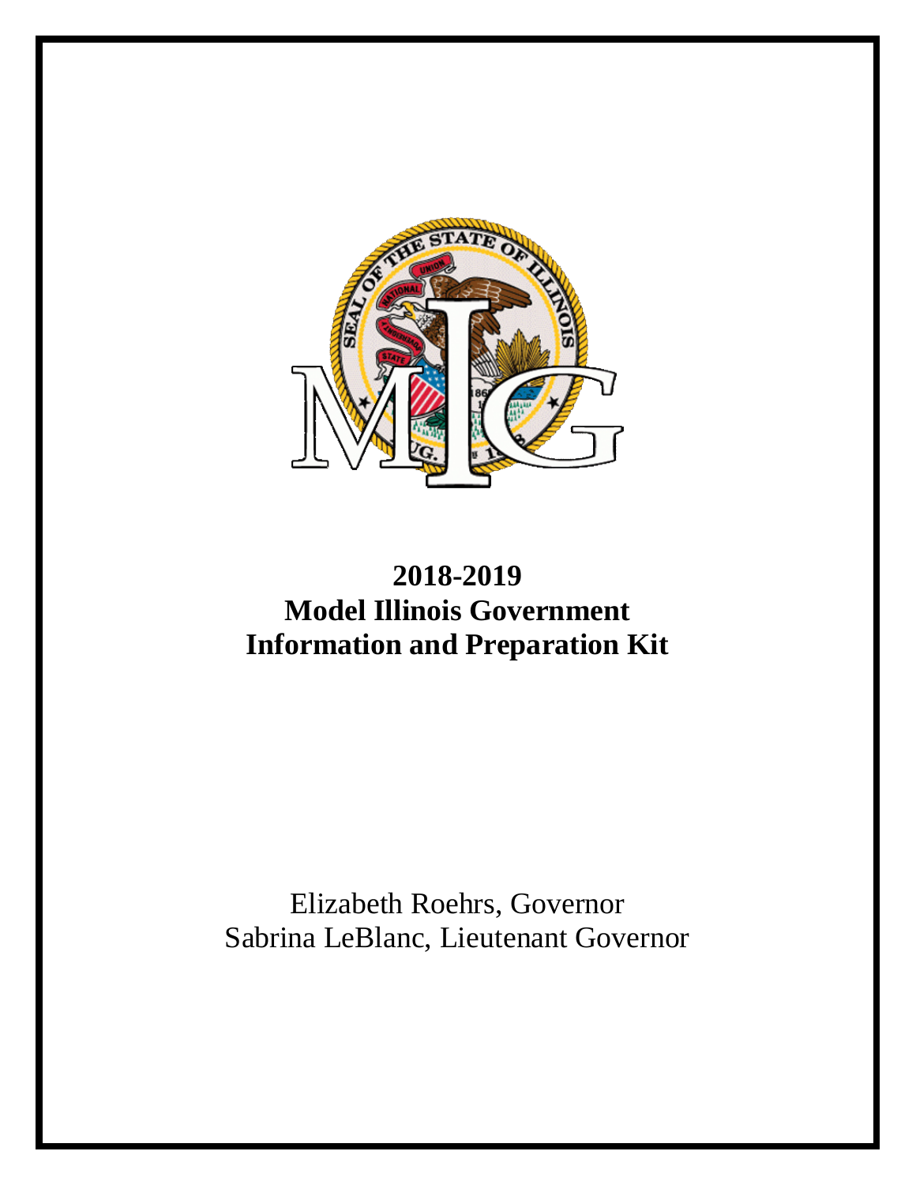# 2018-2019
# Model Illinois Government
# Information and Preparation Kit

Elizabeth Roehrs, Governor
Sabrina LeBlanc, Lieutenant Governor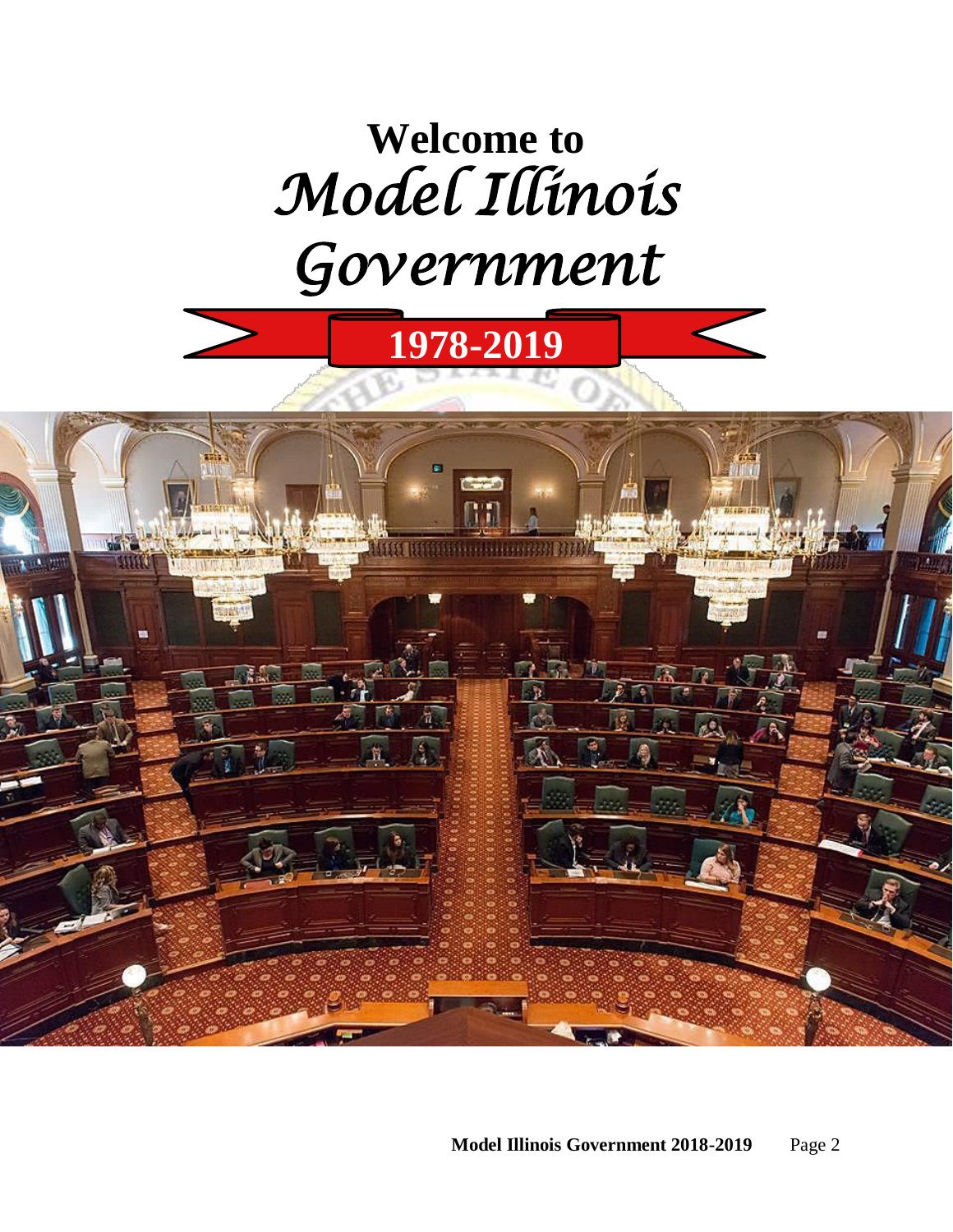# Welcome to *Model Illinois Government*

**1978-2019**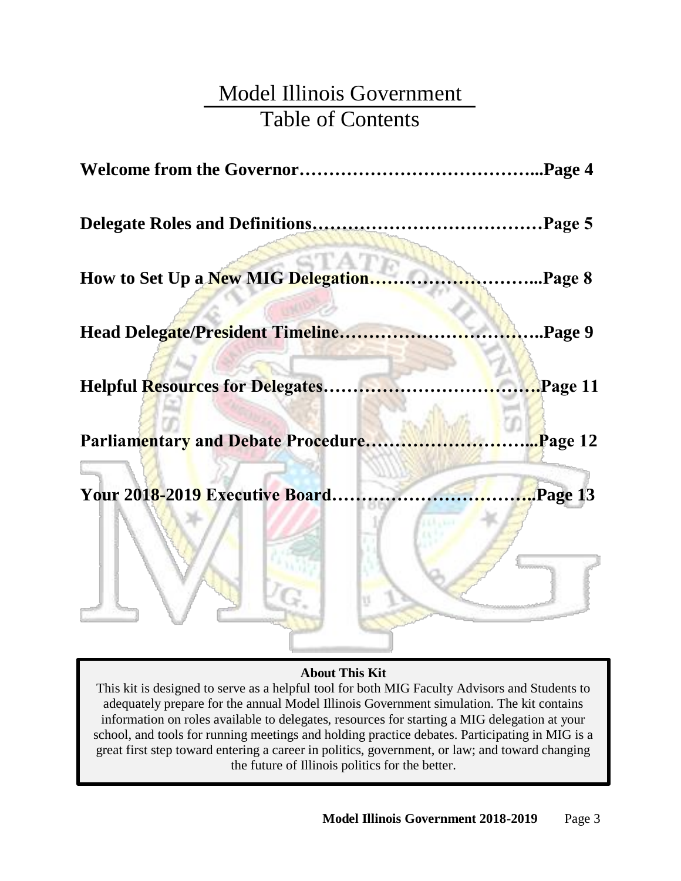# Model Illinois Government
## Table of Contents

**Welcome from the Governor………………………………….Page 4**

**Delegate Roles and Definitions…………………………………Page 5**

**How to Set Up a New MIG Delegation………………………...Page 8**

**Head Delegate/President Timeline……………………………..Page 9**

**Helpful Resources for Delegates……………………………….Page 11**

**Parliamentary and Debate Procedure………………………...Page 12**

**Your 2018-2019 Executive Board……………………………..Page 13**

**About This Kit**

This kit is designed to serve as a helpful tool for both MIG Faculty Advisors and Students to adequately prepare for the annual Model Illinois Government simulation. The kit contains information on roles available to delegates, resources for starting a MIG delegation at your school, and tools for running meetings and holding practice debates. Participating in MIG is a great first step toward entering a career in politics, government, or law; and toward changing the future of Illinois politics for the better.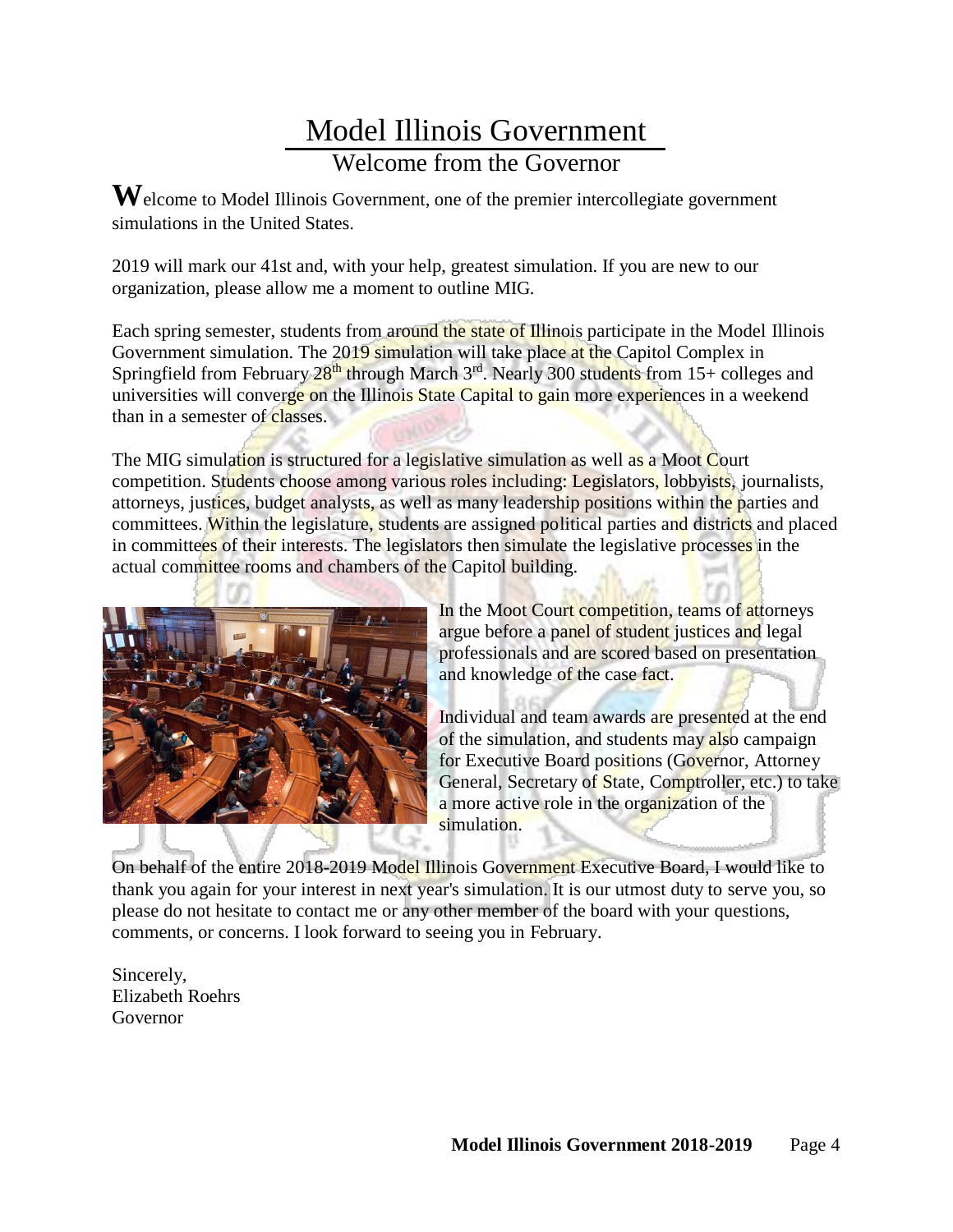# Model Illinois Government

## Welcome from the Governor

**W**elcome to Model Illinois Government, one of the premier intercollegiate government simulations in the United States.

2019 will mark our 41st and, with your help, greatest simulation. If you are new to our organization, please allow me a moment to outline MIG.

Each spring semester, students from around the state of Illinois participate in the Model Illinois Government simulation. The 2019 simulation will take place at the Capitol Complex in Springfield from February 28th through March 3rd. Nearly 300 students from 15+ colleges and universities will converge on the Illinois State Capital to gain more experiences in a weekend than in a semester of classes.

The MIG simulation is structured for a legislative simulation as well as a Moot Court competition. Students choose among various roles including: Legislators, lobbyists, journalists, attorneys, justices, budget analysts, as well as many leadership positions within the parties and committees. Within the legislature, students are assigned political parties and districts and placed in committees of their interests. The legislators then simulate the legislative processes in the actual committee rooms and chambers of the Capitol building.

In the Moot Court competition, teams of attorneys argue before a panel of student justices and legal professionals and are scored based on presentation and knowledge of the case fact.

Individual and team awards are presented at the end of the simulation, and students may also campaign for Executive Board positions (Governor, Attorney General, Secretary of State, Comptroller, etc.) to take a more active role in the organization of the simulation.

On behalf of the entire 2018-2019 Model Illinois Government Executive Board, I would like to thank you again for your interest in next year's simulation. It is our utmost duty to serve you, so please do not hesitate to contact me or any other member of the board with your questions, comments, or concerns. I look forward to seeing you in February.

Sincerely,
Elizabeth Roehrs
Governor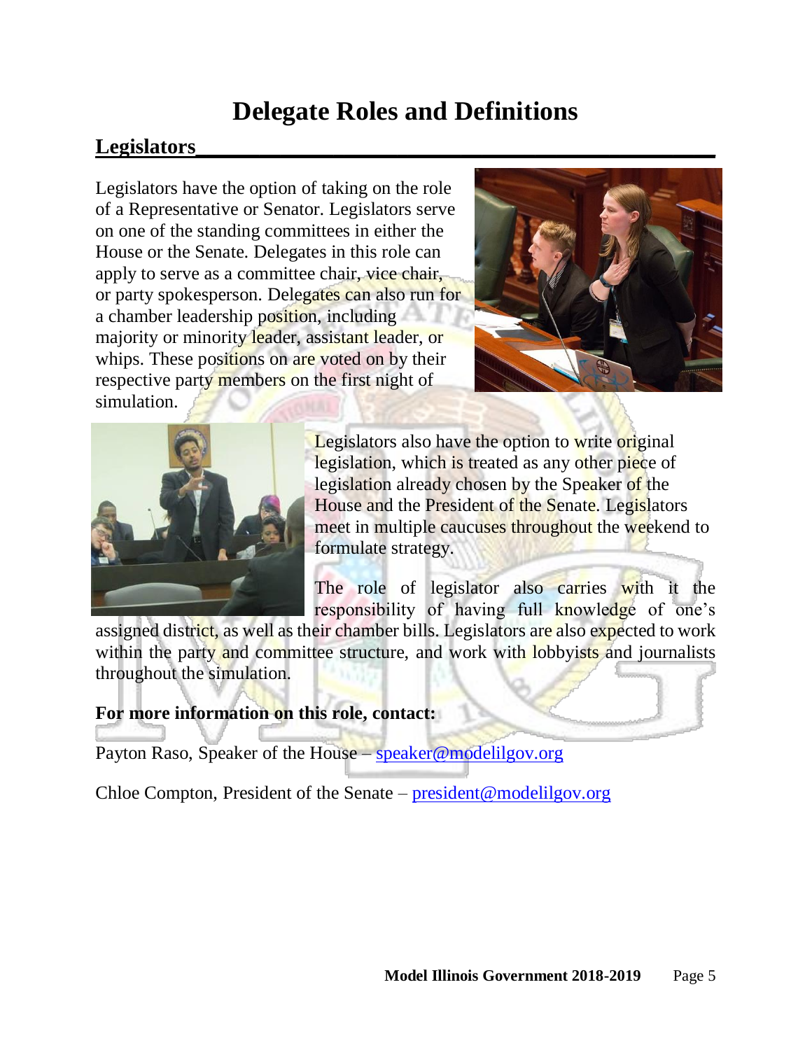# Delegate Roles and Definitions

## Legislators

Legislators have the option of taking on the role of a Representative or Senator. Legislators serve on one of the standing committees in either the House or the Senate. Delegates in this role can apply to serve as a committee chair, vice chair, or party spokesperson. Delegates can also run for a chamber leadership position, including majority or minority leader, assistant leader, or whips. These positions on are voted on by their respective party members on the first night of simulation.

Legislators also have the option to write original legislation, which is treated as any other piece of legislation already chosen by the Speaker of the House and the President of the Senate. Legislators meet in multiple caucuses throughout the weekend to formulate strategy.

The role of legislator also carries with it the responsibility of having full knowledge of one's assigned district, as well as their chamber bills. Legislators are also expected to work within the party and committee structure, and work with lobbyists and journalists throughout the simulation.

**For more information on this role, contact:**

Payton Raso, Speaker of the House – speaker@modelilgov.org

Chloe Compton, President of the Senate – president@modelilgov.org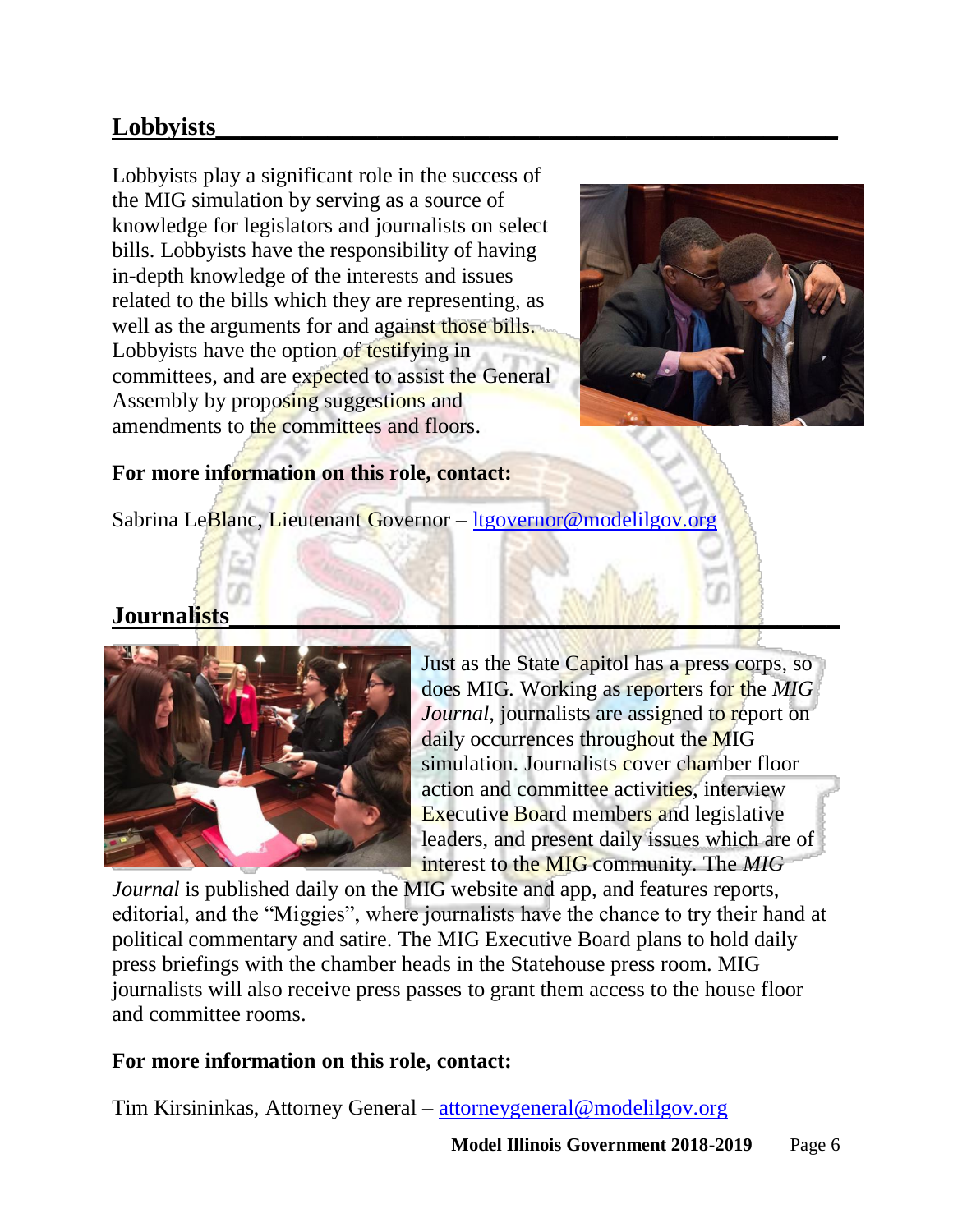## Lobbyists

Lobbyists play a significant role in the success of the MIG simulation by serving as a source of knowledge for legislators and journalists on select bills. Lobbyists have the responsibility of having in-depth knowledge of the interests and issues related to the bills which they are representing, as well as the arguments for and against those bills. Lobbyists have the option of testifying in committees, and are expected to assist the General Assembly by proposing suggestions and amendments to the committees and floors.

**For more information on this role, contact:**

Sabrina LeBlanc, Lieutenant Governor – ltgovernor@modelilgov.org

## Journalists

Just as the State Capitol has a press corps, so does MIG. Working as reporters for the *MIG Journal*, journalists are assigned to report on daily occurrences throughout the MIG simulation. Journalists cover chamber floor action and committee activities, interview Executive Board members and legislative leaders, and present daily issues which are of interest to the MIG community. The *MIG Journal* is published daily on the MIG website and app, and features reports, editorial, and the "Miggies", where journalists have the chance to try their hand at political commentary and satire. The MIG Executive Board plans to hold daily press briefings with the chamber heads in the Statehouse press room. MIG journalists will also receive press passes to grant them access to the house floor and committee rooms.

**For more information on this role, contact:**

Tim Kirsininkas, Attorney General – attorneygeneral@modelilgov.org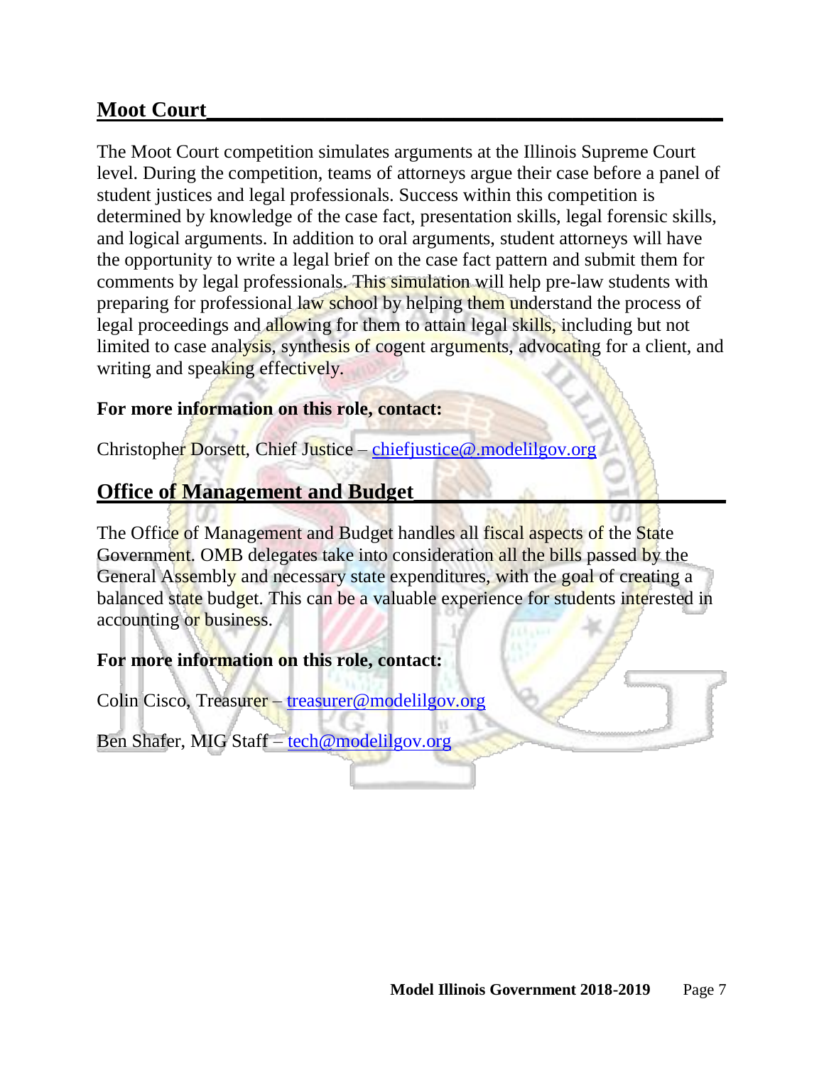## Moot Court

The Moot Court competition simulates arguments at the Illinois Supreme Court level. During the competition, teams of attorneys argue their case before a panel of student justices and legal professionals. Success within this competition is determined by knowledge of the case fact, presentation skills, legal forensic skills, and logical arguments. In addition to oral arguments, student attorneys will have the opportunity to write a legal brief on the case fact pattern and submit them for comments by legal professionals. This simulation will help pre-law students with preparing for professional law school by helping them understand the process of legal proceedings and allowing for them to attain legal skills, including but not limited to case analysis, synthesis of cogent arguments, advocating for a client, and writing and speaking effectively.

**For more information on this role, contact:**

Christopher Dorsett, Chief Justice – chiefjustice@.modelilgov.org

## Office of Management and Budget

The Office of Management and Budget handles all fiscal aspects of the State Government. OMB delegates take into consideration all the bills passed by the General Assembly and necessary state expenditures, with the goal of creating a balanced state budget. This can be a valuable experience for students interested in accounting or business.

**For more information on this role, contact:**

Colin Cisco, Treasurer – treasurer@modelilgov.org

Ben Shafer, MIG Staff – tech@modelilgov.org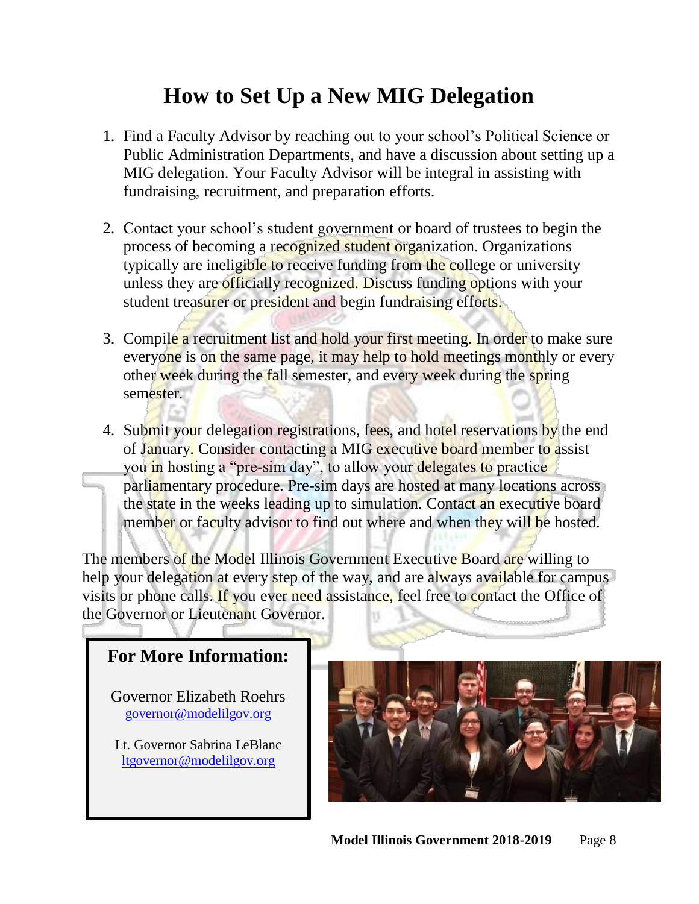# How to Set Up a New MIG Delegation

1. Find a Faculty Advisor by reaching out to your school's Political Science or Public Administration Departments, and have a discussion about setting up a MIG delegation. Your Faculty Advisor will be integral in assisting with fundraising, recruitment, and preparation efforts.

2. Contact your school's student government or board of trustees to begin the process of becoming a recognized student organization. Organizations typically are ineligible to receive funding from the college or university unless they are officially recognized. Discuss funding options with your student treasurer or president and begin fundraising efforts.

3. Compile a recruitment list and hold your first meeting. In order to make sure everyone is on the same page, it may help to hold meetings monthly or every other week during the fall semester, and every week during the spring semester.

4. Submit your delegation registrations, fees, and hotel reservations by the end of January. Consider contacting a MIG executive board member to assist you in hosting a "pre-sim day", to allow your delegates to practice parliamentary procedure. Pre-sim days are hosted at many locations across the state in the weeks leading up to simulation. Contact an executive board member or faculty advisor to find out where and when they will be hosted.

The members of the Model Illinois Government Executive Board are willing to help your delegation at every step of the way, and are always available for campus visits or phone calls. If you ever need assistance, feel free to contact the Office of the Governor or Lieutenant Governor.

## For More Information:

Governor Elizabeth Roehrs
governor@modelilgov.org

Lt. Governor Sabrina LeBlanc
ltgovernor@modelilgov.org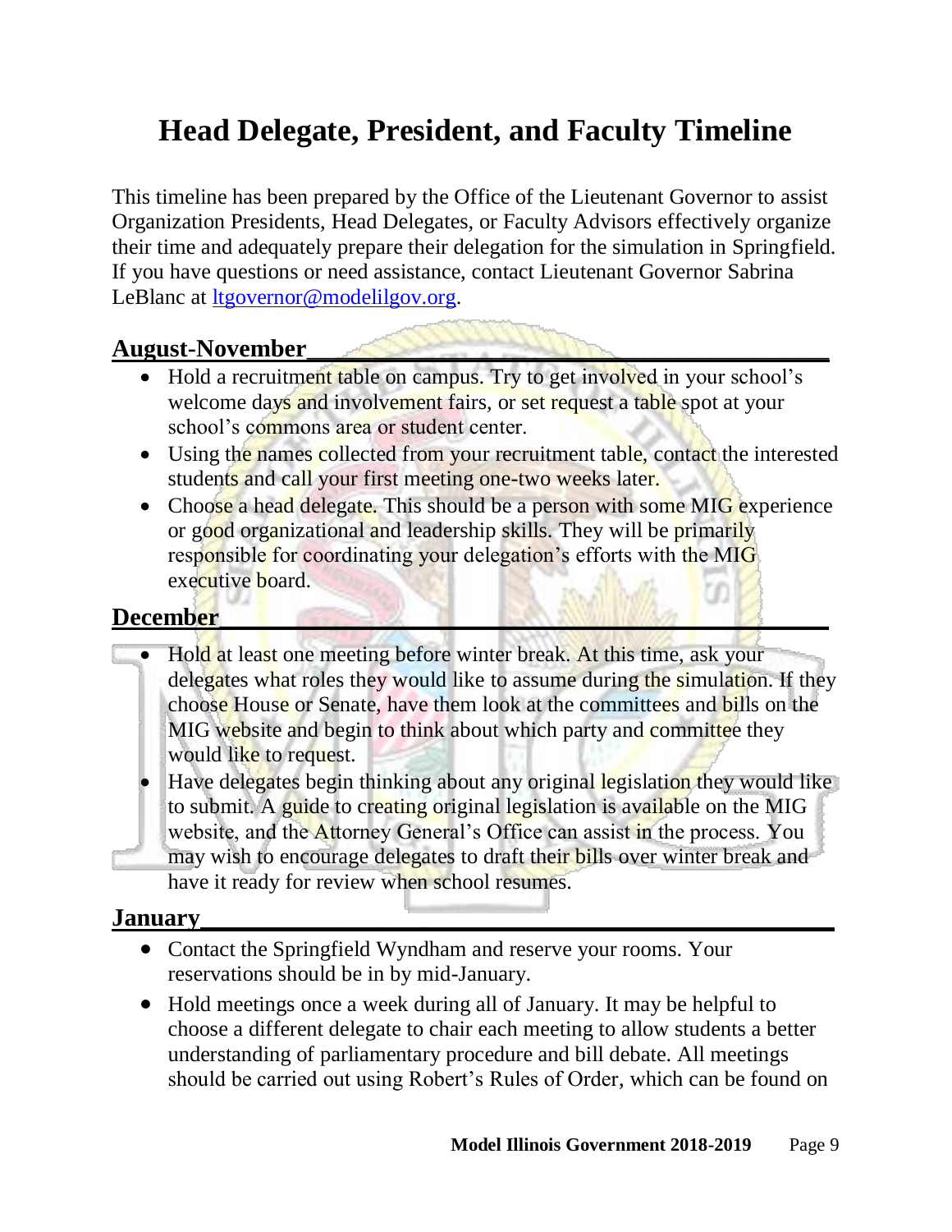# Head Delegate, President, and Faculty Timeline

This timeline has been prepared by the Office of the Lieutenant Governor to assist Organization Presidents, Head Delegates, or Faculty Advisors effectively organize their time and adequately prepare their delegation for the simulation in Springfield. If you have questions or need assistance, contact Lieutenant Governor Sabrina LeBlanc at [ltgovernor@modelilgov.org](mailto:ltgovernor@modelilgov.org).

## August-November

- Hold a recruitment table on campus. Try to get involved in your school's welcome days and involvement fairs, or set request a table spot at your school's commons area or student center.
- Using the names collected from your recruitment table, contact the interested students and call your first meeting one-two weeks later.
- Choose a head delegate. This should be a person with some MIG experience or good organizational and leadership skills. They will be primarily responsible for coordinating your delegation's efforts with the MIG executive board.

## December

- Hold at least one meeting before winter break. At this time, ask your delegates what roles they would like to assume during the simulation. If they choose House or Senate, have them look at the committees and bills on the MIG website and begin to think about which party and committee they would like to request.
- Have delegates begin thinking about any original legislation they would like to submit. A guide to creating original legislation is available on the MIG website, and the Attorney General's Office can assist in the process. You may wish to encourage delegates to draft their bills over winter break and have it ready for review when school resumes.

## January

- Contact the Springfield Wyndham and reserve your rooms. Your reservations should be in by mid-January.
- Hold meetings once a week during all of January. It may be helpful to choose a different delegate to chair each meeting to allow students a better understanding of parliamentary procedure and bill debate. All meetings should be carried out using Robert's Rules of Order, which can be found on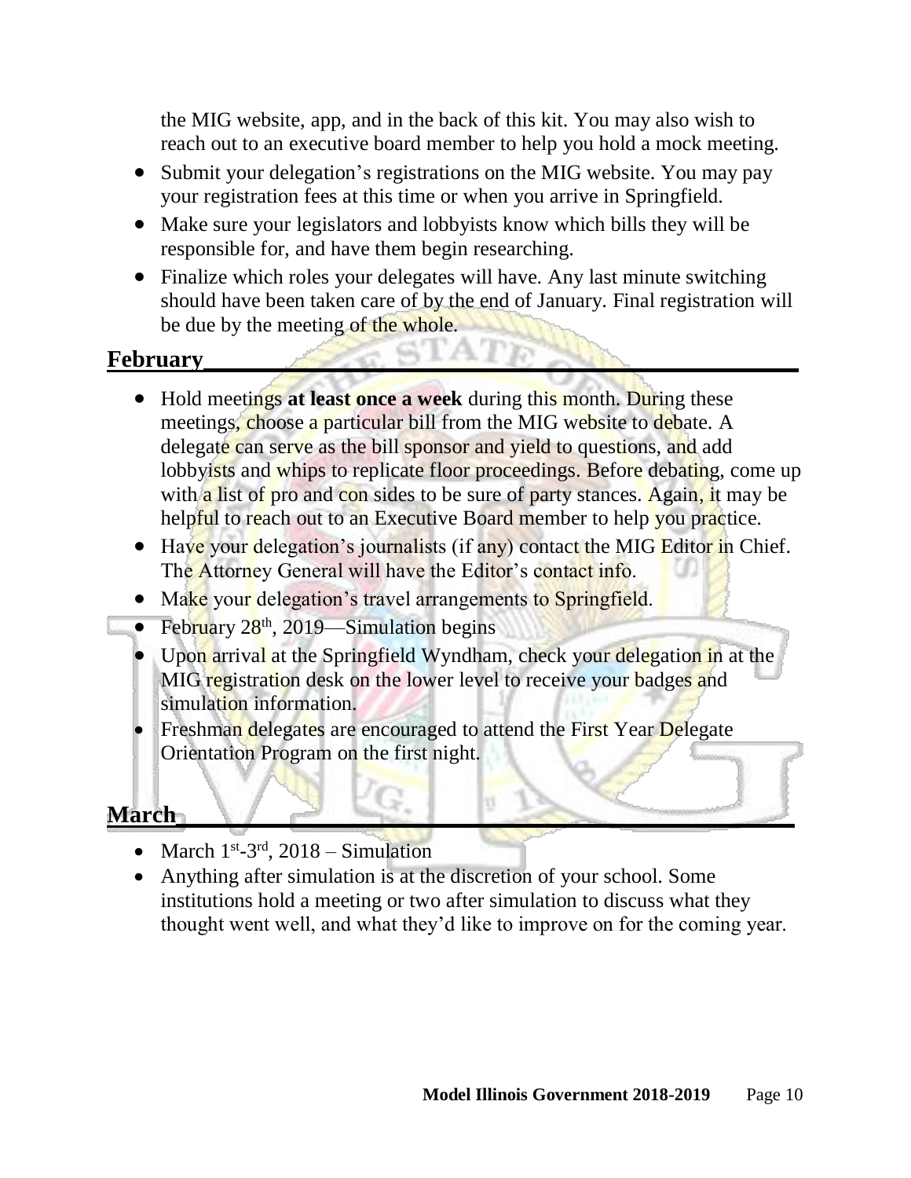the MIG website, app, and in the back of this kit. You may also wish to reach out to an executive board member to help you hold a mock meeting.

- Submit your delegation's registrations on the MIG website. You may pay your registration fees at this time or when you arrive in Springfield.
- Make sure your legislators and lobbyists know which bills they will be responsible for, and have them begin researching.
- Finalize which roles your delegates will have. Any last minute switching should have been taken care of by the end of January. Final registration will be due by the meeting of the whole.

## February

- Hold meetings **at least once a week** during this month. During these meetings, choose a particular bill from the MIG website to debate. A delegate can serve as the bill sponsor and yield to questions, and add lobbyists and whips to replicate floor proceedings. Before debating, come up with a list of pro and con sides to be sure of party stances. Again, it may be helpful to reach out to an Executive Board member to help you practice.
- Have your delegation's journalists (if any) contact the MIG Editor in Chief. The Attorney General will have the Editor's contact info.
- Make your delegation's travel arrangements to Springfield.
- February 28th, 2019—Simulation begins
- Upon arrival at the Springfield Wyndham, check your delegation in at the MIG registration desk on the lower level to receive your badges and simulation information.
- Freshman delegates are encouraged to attend the First Year Delegate Orientation Program on the first night.

## March

- March 1st-3rd, 2018 – Simulation
- Anything after simulation is at the discretion of your school. Some institutions hold a meeting or two after simulation to discuss what they thought went well, and what they'd like to improve on for the coming year.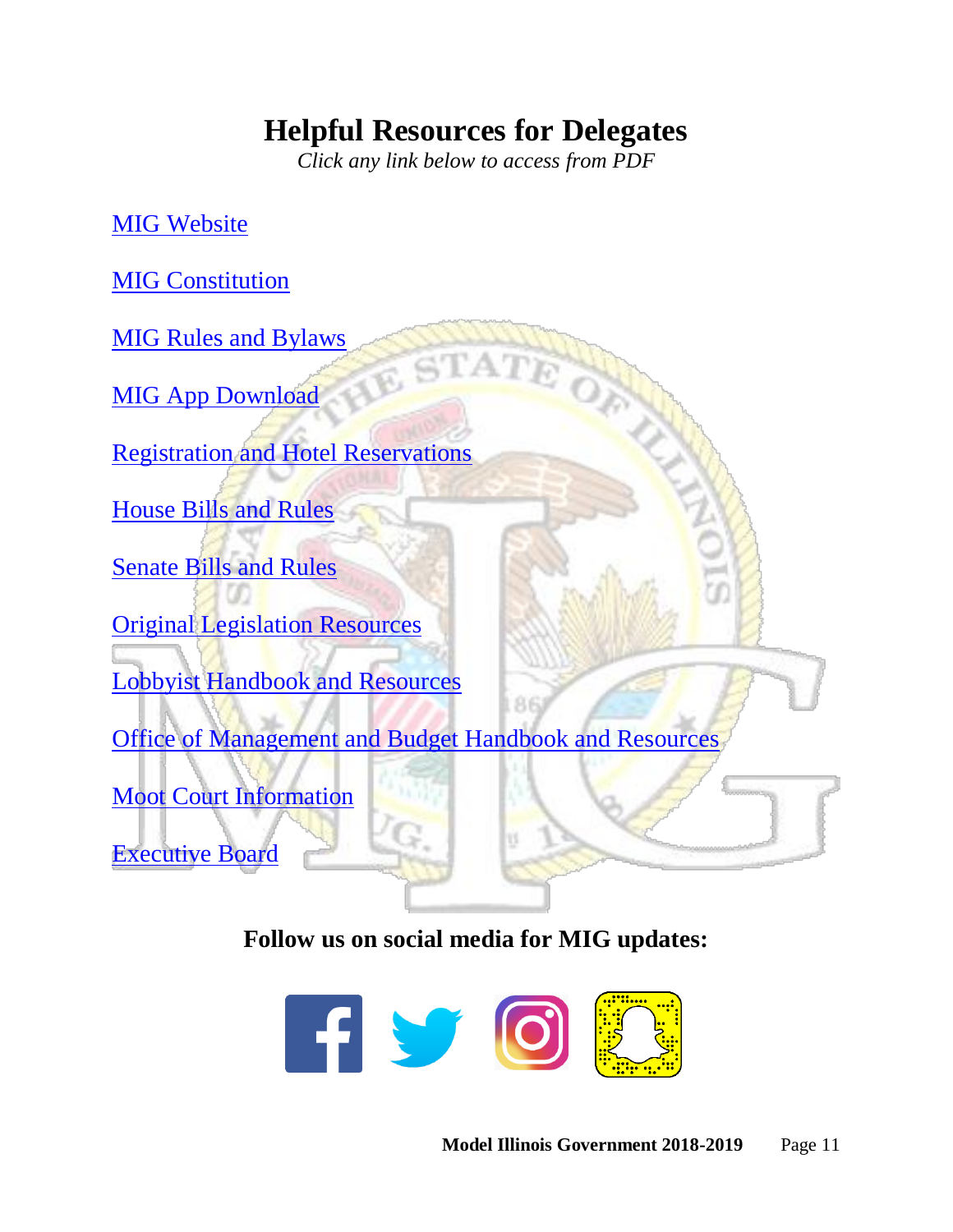# Helpful Resources for Delegates

*Click any link below to access from PDF*

MIG Website

MIG Constitution

MIG Rules and Bylaws

MIG App Download

Registration and Hotel Reservations

House Bills and Rules

Senate Bills and Rules

Original Legislation Resources

Lobbyist Handbook and Resources

Office of Management and Budget Handbook and Resources

Moot Court Information

Executive Board

**Follow us on social media for MIG updates:**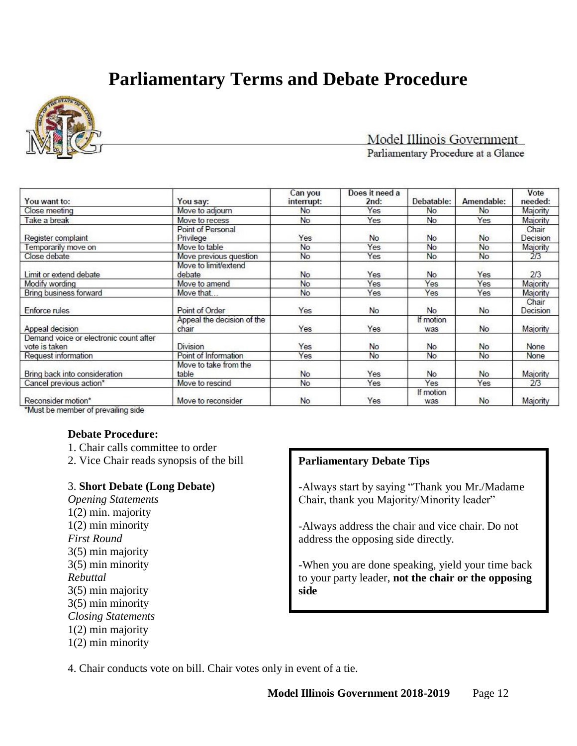# Parliamentary Terms and Debate Procedure

Model Illinois Government
Parliamentary Procedure at a Glance

| You want to: | You say: | Can you interrupt: | Does it need a 2nd: | Debatable: | Amendable: | Vote needed: |
|---|---|---|---|---|---|---|
| Close meeting | Move to adjourn | No | Yes | No | No | Majority |
| Take a break | Move to recess | No | Yes | No | Yes | Majority |
| Register complaint | Point of Personal Privilege | Yes | No | No | No | Chair Decision |
| Temporarily move on | Move to table | No | Yes | No | No | Majority |
| Close debate | Move previous question | No | Yes | No | No | 2/3 |
| Limit or extend debate | Move to limit/extend debate | No | Yes | No | Yes | 2/3 |
| Modify wording | Move to amend | No | Yes | Yes | Yes | Majority |
| Bring business forward | Move that… | No | Yes | Yes | Yes | Majority |
| Enforce rules | Point of Order | Yes | No | No | No | Chair Decision |
| Appeal decision | Appeal the decision of the chair | Yes | Yes | If motion was | No | Majority |
| Demand voice or electronic count after vote is taken | Division | Yes | No | No | No | None |
| Request information | Point of Information | Yes | No | No | No | None |
| Bring back into consideration | Move to take from the table | No | Yes | No | No | Majority |
| Cancel previous action* | Move to rescind | No | Yes | Yes | Yes | 2/3 |
| Reconsider motion* | Move to reconsider | No | Yes | If motion was | No | Majority |

*Must be member of prevailing side

**Debate Procedure:**

1. Chair calls committee to order
2. Vice Chair reads synopsis of the bill
3. **Short Debate (Long Debate)**

*Opening Statements*
1(2) min. majority
1(2) min minority

*First Round*
3(5) min majority
3(5) min minority

*Rebuttal*
3(5) min majority
3(5) min minority

*Closing Statements*
1(2) min majority
1(2) min minority

4. Chair conducts vote on bill. Chair votes only in event of a tie.

**Parliamentary Debate Tips**

-Always start by saying "Thank you Mr./Madame Chair, thank you Majority/Minority leader"

-Always address the chair and vice chair. Do not address the opposing side directly.

-When you are done speaking, yield your time back to your party leader, **not the chair or the opposing side**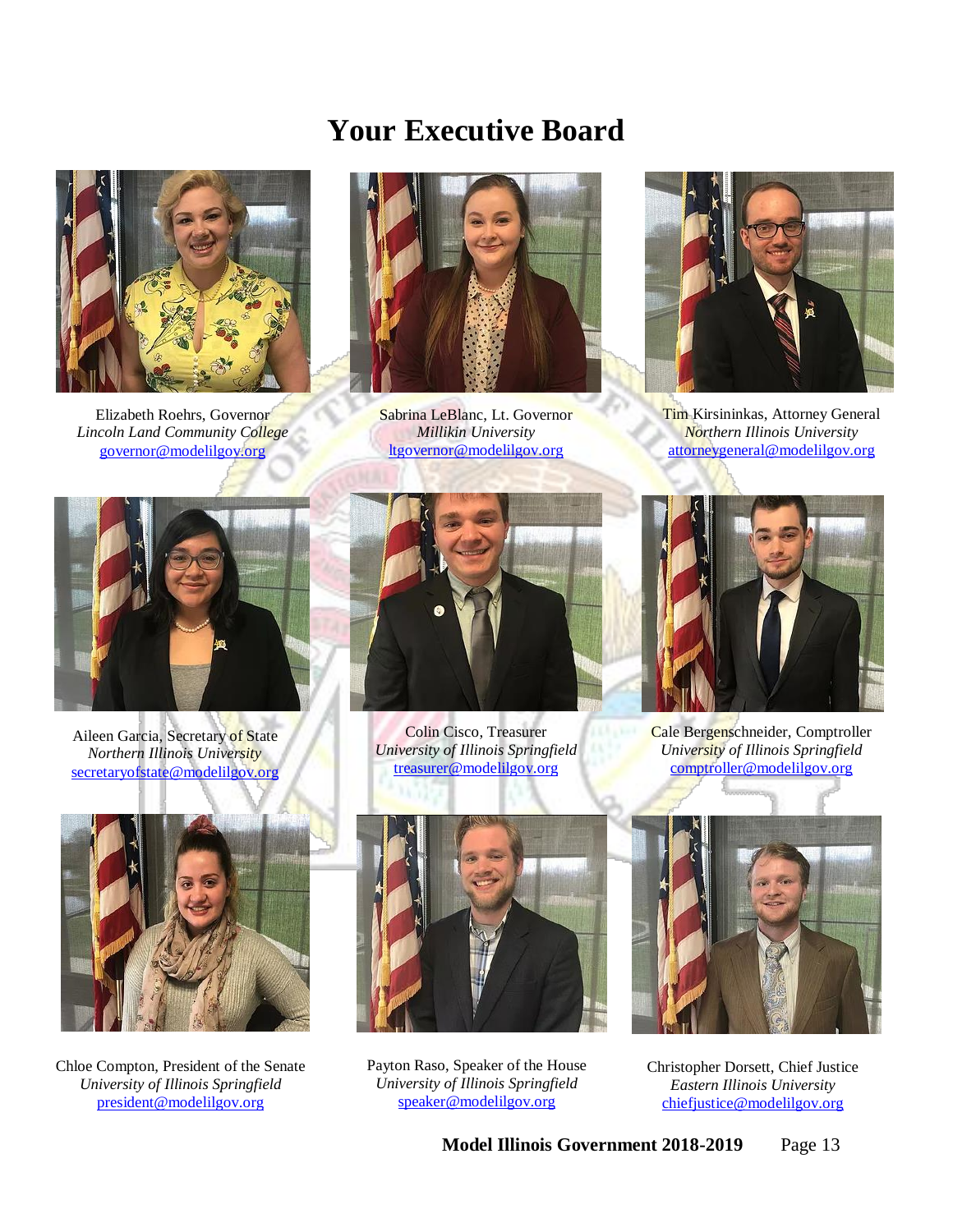# Your Executive Board

Elizabeth Roehrs, Governor
*Lincoln Land Community College*
governor@modelilgov.org

Sabrina LeBlanc, Lt. Governor
*Millikin University*
ltgovernor@modelilgov.org

Tim Kirsininkas, Attorney General
*Northern Illinois University*
attorneygeneral@modelilgov.org

Aileen Garcia, Secretary of State
*Northern Illinois University*
secretaryofstate@modelilgov.org

Colin Cisco, Treasurer
*University of Illinois Springfield*
treasurer@modelilgov.org

Cale Bergenschneider, Comptroller
*University of Illinois Springfield*
comptroller@modelilgov.org

Chloe Compton, President of the Senate
*University of Illinois Springfield*
president@modelilgov.org

Payton Raso, Speaker of the House
*University of Illinois Springfield*
speaker@modelilgov.org

Christopher Dorsett, Chief Justice
*Eastern Illinois University*
chiefjustice@modelilgov.org